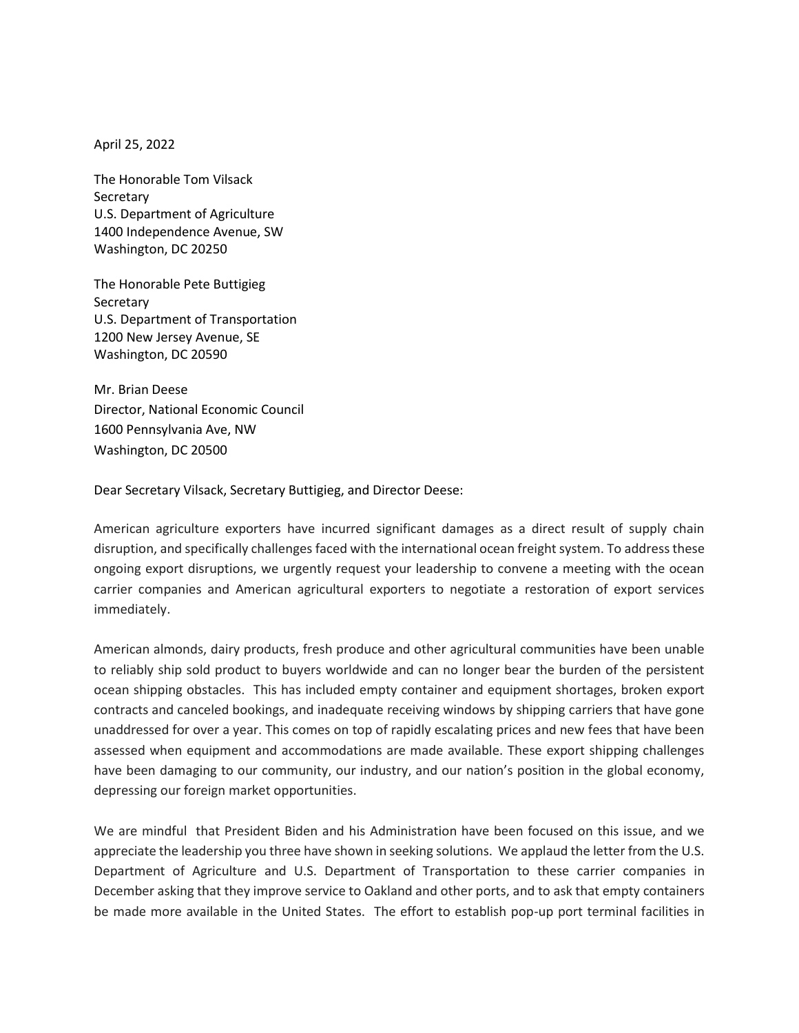April 25, 2022

The Honorable Tom Vilsack
Secretary
U.S. Department of Agriculture
1400 Independence Avenue, SW
Washington, DC 20250

The Honorable Pete Buttigieg
Secretary
U.S. Department of Transportation
1200 New Jersey Avenue, SE
Washington, DC 20590

Mr. Brian Deese
Director, National Economic Council
1600 Pennsylvania Ave, NW
Washington, DC 20500

Dear Secretary Vilsack, Secretary Buttigieg, and Director Deese:

American agriculture exporters have incurred significant damages as a direct result of supply chain disruption, and specifically challenges faced with the international ocean freight system. To address these ongoing export disruptions, we urgently request your leadership to convene a meeting with the ocean carrier companies and American agricultural exporters to negotiate a restoration of export services immediately.

American almonds, dairy products, fresh produce and other agricultural communities have been unable to reliably ship sold product to buyers worldwide and can no longer bear the burden of the persistent ocean shipping obstacles. This has included empty container and equipment shortages, broken export contracts and canceled bookings, and inadequate receiving windows by shipping carriers that have gone unaddressed for over a year. This comes on top of rapidly escalating prices and new fees that have been assessed when equipment and accommodations are made available. These export shipping challenges have been damaging to our community, our industry, and our nation's position in the global economy, depressing our foreign market opportunities.

We are mindful that President Biden and his Administration have been focused on this issue, and we appreciate the leadership you three have shown in seeking solutions. We applaud the letter from the U.S. Department of Agriculture and U.S. Department of Transportation to these carrier companies in December asking that they improve service to Oakland and other ports, and to ask that empty containers be made more available in the United States. The effort to establish pop-up port terminal facilities in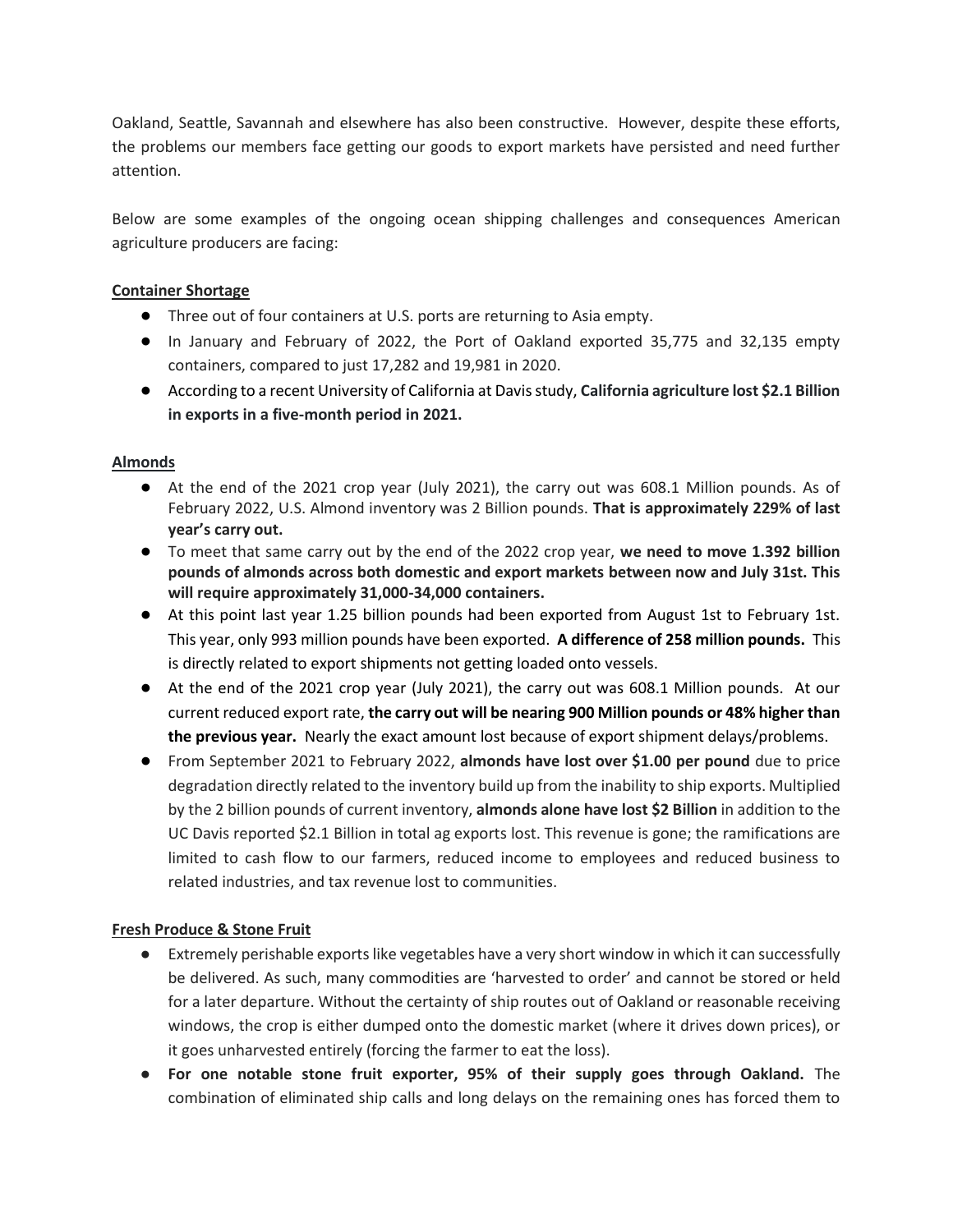Oakland, Seattle, Savannah and elsewhere has also been constructive. However, despite these efforts, the problems our members face getting our goods to export markets have persisted and need further attention.

Below are some examples of the ongoing ocean shipping challenges and consequences American agriculture producers are facing:

**Container Shortage**

- Three out of four containers at U.S. ports are returning to Asia empty.
- In January and February of 2022, the Port of Oakland exported 35,775 and 32,135 empty containers, compared to just 17,282 and 19,981 in 2020.
- According to a recent University of California at Davis study, **California agriculture lost $2.1 Billion in exports in a five-month period in 2021.**

**Almonds**

- At the end of the 2021 crop year (July 2021), the carry out was 608.1 Million pounds. As of February 2022, U.S. Almond inventory was 2 Billion pounds. **That is approximately 229% of last year's carry out.**
- To meet that same carry out by the end of the 2022 crop year, **we need to move 1.392 billion pounds of almonds across both domestic and export markets between now and July 31st. This will require approximately 31,000-34,000 containers.**
- At this point last year 1.25 billion pounds had been exported from August 1st to February 1st. This year, only 993 million pounds have been exported. **A difference of 258 million pounds.** This is directly related to export shipments not getting loaded onto vessels.
- At the end of the 2021 crop year (July 2021), the carry out was 608.1 Million pounds. At our current reduced export rate, **the carry out will be nearing 900 Million pounds or 48% higher than the previous year.** Nearly the exact amount lost because of export shipment delays/problems.
- From September 2021 to February 2022, **almonds have lost over $1.00 per pound** due to price degradation directly related to the inventory build up from the inability to ship exports. Multiplied by the 2 billion pounds of current inventory, **almonds alone have lost $2 Billion** in addition to the UC Davis reported $2.1 Billion in total ag exports lost. This revenue is gone; the ramifications are limited to cash flow to our farmers, reduced income to employees and reduced business to related industries, and tax revenue lost to communities.

**Fresh Produce & Stone Fruit**

- Extremely perishable exports like vegetables have a very short window in which it can successfully be delivered. As such, many commodities are 'harvested to order' and cannot be stored or held for a later departure. Without the certainty of ship routes out of Oakland or reasonable receiving windows, the crop is either dumped onto the domestic market (where it drives down prices), or it goes unharvested entirely (forcing the farmer to eat the loss).
- **For one notable stone fruit exporter, 95% of their supply goes through Oakland.** The combination of eliminated ship calls and long delays on the remaining ones has forced them to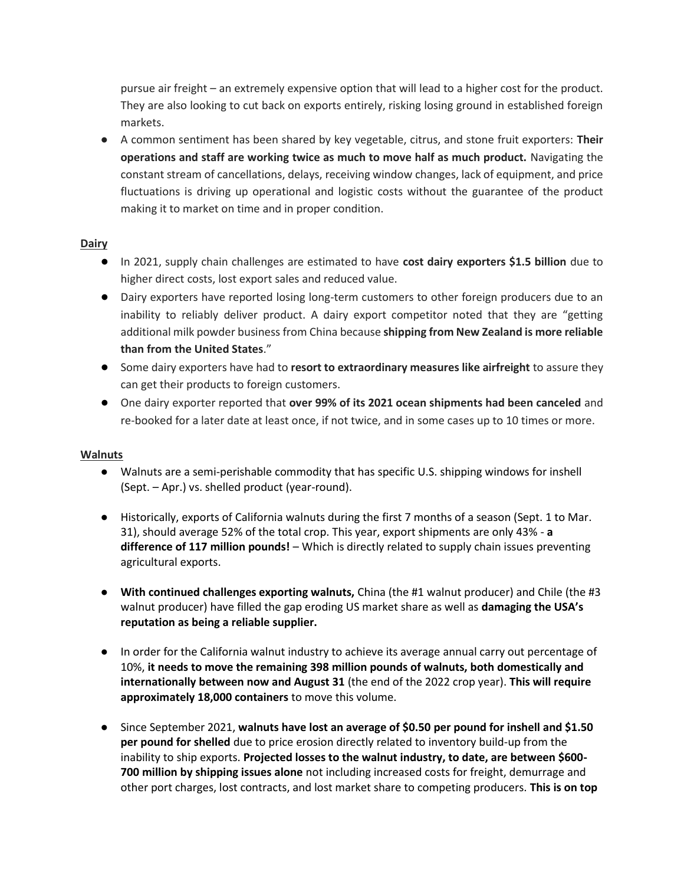pursue air freight – an extremely expensive option that will lead to a higher cost for the product. They are also looking to cut back on exports entirely, risking losing ground in established foreign markets.

- A common sentiment has been shared by key vegetable, citrus, and stone fruit exporters: **Their operations and staff are working twice as much to move half as much product.** Navigating the constant stream of cancellations, delays, receiving window changes, lack of equipment, and price fluctuations is driving up operational and logistic costs without the guarantee of the product making it to market on time and in proper condition.

**Dairy**

- In 2021, supply chain challenges are estimated to have **cost dairy exporters $1.5 billion** due to higher direct costs, lost export sales and reduced value.
- Dairy exporters have reported losing long-term customers to other foreign producers due to an inability to reliably deliver product. A dairy export competitor noted that they are "getting additional milk powder business from China because **shipping from New Zealand is more reliable than from the United States**."
- Some dairy exporters have had to **resort to extraordinary measures like airfreight** to assure they can get their products to foreign customers.
- One dairy exporter reported that **over 99% of its 2021 ocean shipments had been canceled** and re-booked for a later date at least once, if not twice, and in some cases up to 10 times or more.

**Walnuts**

- Walnuts are a semi-perishable commodity that has specific U.S. shipping windows for inshell (Sept. – Apr.) vs. shelled product (year-round).

- Historically, exports of California walnuts during the first 7 months of a season (Sept. 1 to Mar. 31), should average 52% of the total crop. This year, export shipments are only 43% - **a difference of 117 million pounds!** – Which is directly related to supply chain issues preventing agricultural exports.

- **With continued challenges exporting walnuts,** China (the #1 walnut producer) and Chile (the #3 walnut producer) have filled the gap eroding US market share as well as **damaging the USA's reputation as being a reliable supplier.**

- In order for the California walnut industry to achieve its average annual carry out percentage of 10%, **it needs to move the remaining 398 million pounds of walnuts, both domestically and internationally between now and August 31** (the end of the 2022 crop year). **This will require approximately 18,000 containers** to move this volume.

- Since September 2021, **walnuts have lost an average of $0.50 per pound for inshell and $1.50 per pound for shelled** due to price erosion directly related to inventory build-up from the inability to ship exports. **Projected losses to the walnut industry, to date, are between $600-700 million by shipping issues alone** not including increased costs for freight, demurrage and other port charges, lost contracts, and lost market share to competing producers. **This is on top**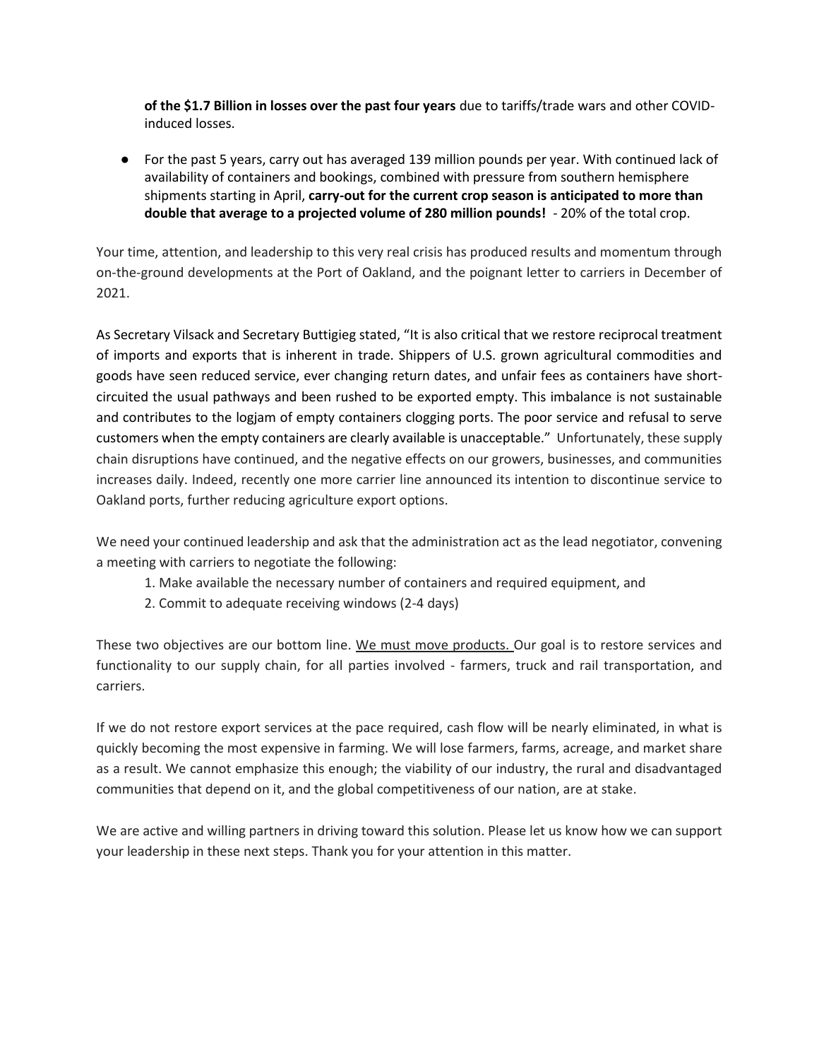**of the $1.7 Billion in losses over the past four years** due to tariffs/trade wars and other COVID-induced losses.

- For the past 5 years, carry out has averaged 139 million pounds per year. With continued lack of availability of containers and bookings, combined with pressure from southern hemisphere shipments starting in April, **carry-out for the current crop season is anticipated to more than double that average to a projected volume of 280 million pounds!** - 20% of the total crop.

Your time, attention, and leadership to this very real crisis has produced results and momentum through on-the-ground developments at the Port of Oakland, and the poignant letter to carriers in December of 2021.

As Secretary Vilsack and Secretary Buttigieg stated, "It is also critical that we restore reciprocal treatment of imports and exports that is inherent in trade. Shippers of U.S. grown agricultural commodities and goods have seen reduced service, ever changing return dates, and unfair fees as containers have short-circuited the usual pathways and been rushed to be exported empty. This imbalance is not sustainable and contributes to the logjam of empty containers clogging ports. The poor service and refusal to serve customers when the empty containers are clearly available is unacceptable." Unfortunately, these supply chain disruptions have continued, and the negative effects on our growers, businesses, and communities increases daily. Indeed, recently one more carrier line announced its intention to discontinue service to Oakland ports, further reducing agriculture export options.

We need your continued leadership and ask that the administration act as the lead negotiator, convening a meeting with carriers to negotiate the following:

1. Make available the necessary number of containers and required equipment, and
2. Commit to adequate receiving windows (2-4 days)

These two objectives are our bottom line. <u>We must move products.</u> Our goal is to restore services and functionality to our supply chain, for all parties involved - farmers, truck and rail transportation, and carriers.

If we do not restore export services at the pace required, cash flow will be nearly eliminated, in what is quickly becoming the most expensive in farming. We will lose farmers, farms, acreage, and market share as a result. We cannot emphasize this enough; the viability of our industry, the rural and disadvantaged communities that depend on it, and the global competitiveness of our nation, are at stake.

We are active and willing partners in driving toward this solution. Please let us know how we can support your leadership in these next steps. Thank you for your attention in this matter.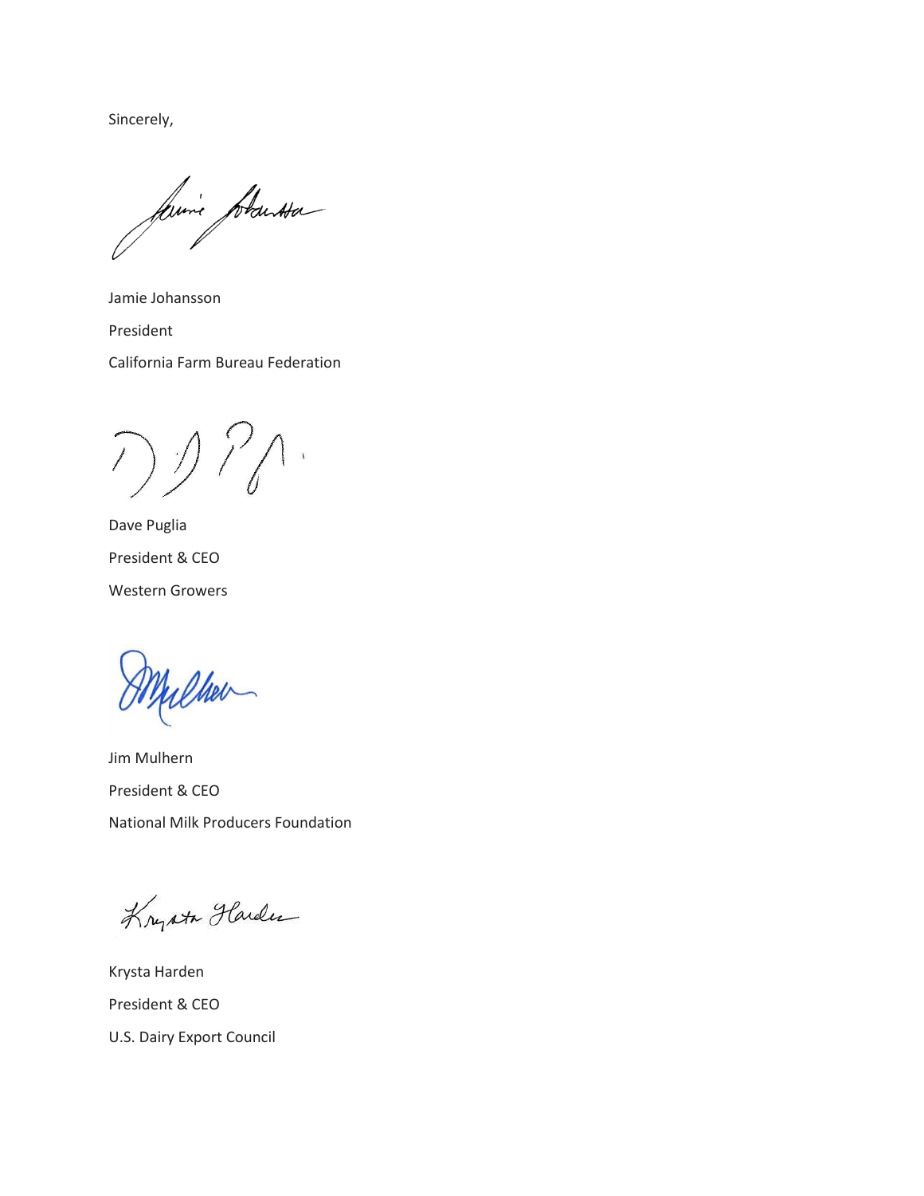Sincerely,

Jamie Johansson

President

California Farm Bureau Federation

Dave Puglia

President & CEO

Western Growers

Jim Mulhern

President & CEO

National Milk Producers Foundation

Krysta Harden

President & CEO

U.S. Dairy Export Council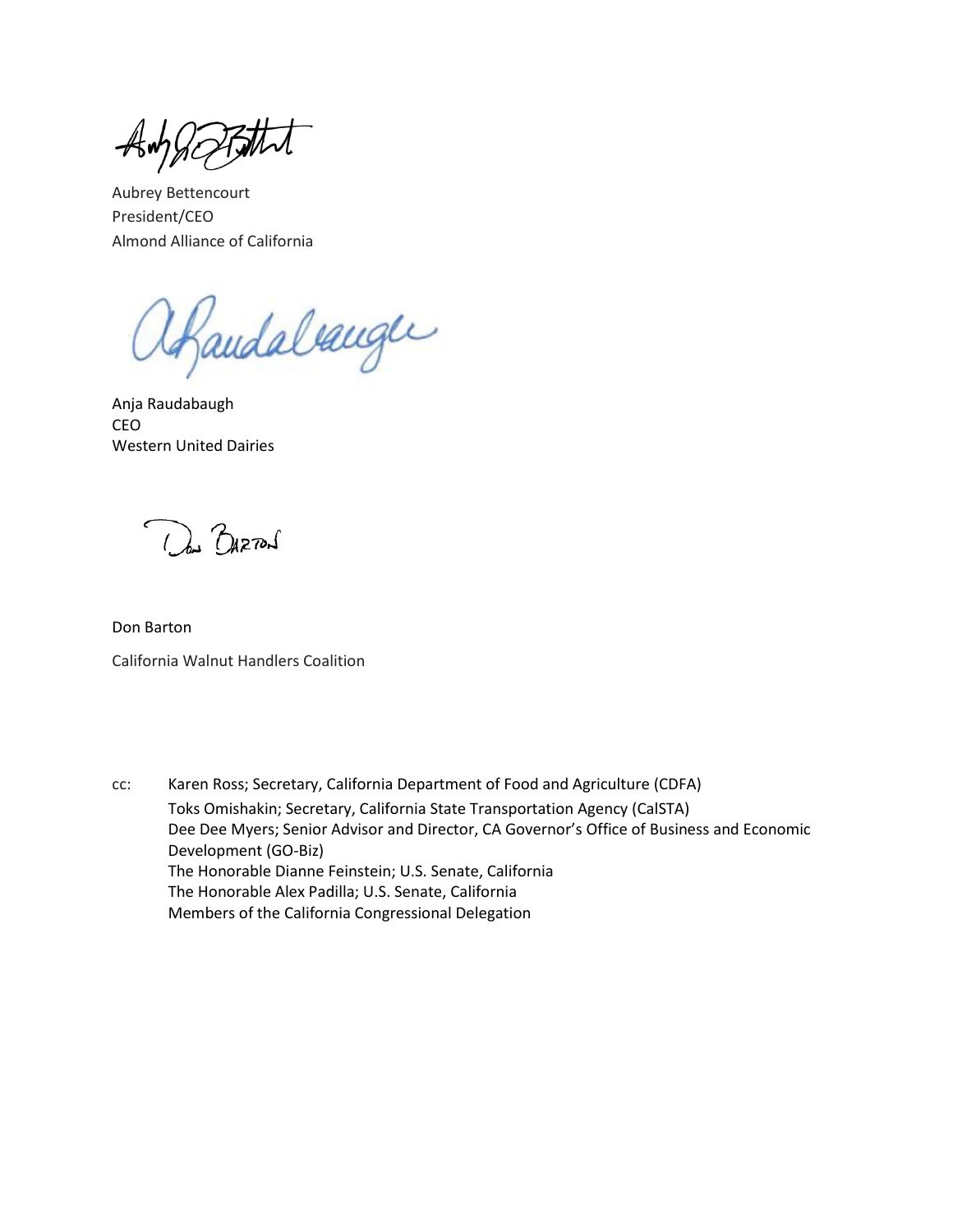Aubrey Bettencourt
President/CEO
Almond Alliance of California

Anja Raudabaugh
CEO
Western United Dairies

Don Barton

California Walnut Handlers Coalition

cc: Karen Ross; Secretary, California Department of Food and Agriculture (CDFA)
Toks Omishakin; Secretary, California State Transportation Agency (CalSTA)
Dee Dee Myers; Senior Advisor and Director, CA Governor's Office of Business and Economic Development (GO-Biz)
The Honorable Dianne Feinstein; U.S. Senate, California
The Honorable Alex Padilla; U.S. Senate, California
Members of the California Congressional Delegation